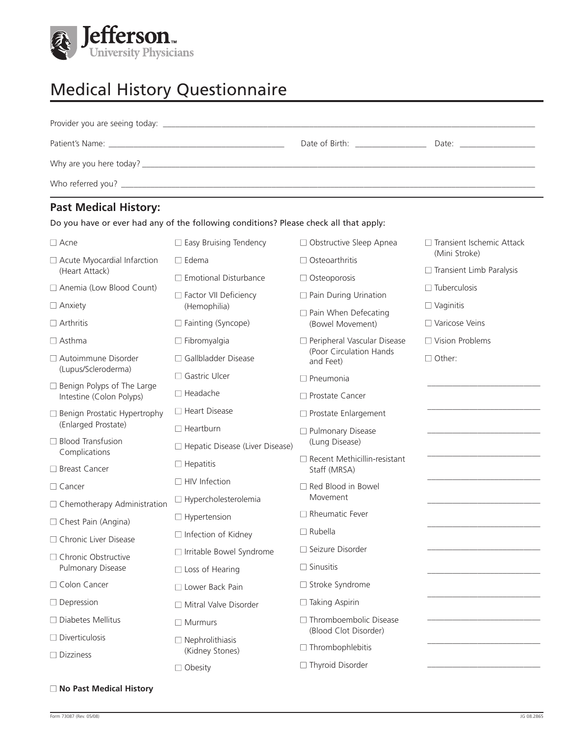Jefferson™
University Physicians

# Medical History Questionnaire

Provider you are seeing today: ______________________________________________

Patient's Name: ______________________________ Date of Birth: ______________ Date: ______________

Why are you here today? ______________________________________________

Who referred you? ______________________________________________

## Past Medical History:

**Do you have or ever had any of the following conditions? Please check all that apply:**

- ☐ Acne
- ☐ Acute Myocardial Infarction (Heart Attack)
- ☐ Anemia (Low Blood Count)
- ☐ Anxiety
- ☐ Arthritis
- ☐ Asthma
- ☐ Autoimmune Disorder (Lupus/Scleroderma)
- ☐ Benign Polyps of The Large Intestine (Colon Polyps)
- ☐ Benign Prostatic Hypertrophy (Enlarged Prostate)
- ☐ Blood Transfusion Complications
- ☐ Breast Cancer
- ☐ Cancer
- ☐ Chemotherapy Administration
- ☐ Chest Pain (Angina)
- ☐ Chronic Liver Disease
- ☐ Chronic Obstructive Pulmonary Disease
- ☐ Colon Cancer
- ☐ Depression
- ☐ Diabetes Mellitus
- ☐ Diverticulosis
- ☐ Dizziness
- ☐ Easy Bruising Tendency
- ☐ Edema
- ☐ Emotional Disturbance
- ☐ Factor VII Deficiency (Hemophilia)
- ☐ Fainting (Syncope)
- ☐ Fibromyalgia
- ☐ Gallbladder Disease
- ☐ Gastric Ulcer
- ☐ Headache
- ☐ Heart Disease
- ☐ Heartburn
- ☐ Hepatic Disease (Liver Disease)
- ☐ Hepatitis
- ☐ HIV Infection
- ☐ Hypercholesterolemia
- ☐ Hypertension
- ☐ Infection of Kidney
- ☐ Irritable Bowel Syndrome
- ☐ Loss of Hearing
- ☐ Lower Back Pain
- ☐ Mitral Valve Disorder
- ☐ Murmurs
- ☐ Nephrolithiasis (Kidney Stones)
- ☐ Obesity
- ☐ Obstructive Sleep Apnea
- ☐ Osteoarthritis
- ☐ Osteoporosis
- ☐ Pain During Urination
- ☐ Pain When Defecating (Bowel Movement)
- ☐ Peripheral Vascular Disease (Poor Circulation Hands and Feet)
- ☐ Pneumonia
- ☐ Prostate Cancer
- ☐ Prostate Enlargement
- ☐ Pulmonary Disease (Lung Disease)
- ☐ Recent Methicillin-resistant Staff (MRSA)
- ☐ Red Blood in Bowel Movement
- ☐ Rheumatic Fever
- ☐ Rubella
- ☐ Seizure Disorder
- ☐ Sinusitis
- ☐ Stroke Syndrome
- ☐ Taking Aspirin
- ☐ Thromboembolic Disease (Blood Clot Disorder)
- ☐ Thrombophlebitis
- ☐ Thyroid Disorder
- ☐ Transient Ischemic Attack (Mini Stroke)
- ☐ Transient Limb Paralysis
- ☐ Tuberculosis
- ☐ Vaginitis
- ☐ Varicose Veins
- ☐ Vision Problems
- ☐ Other:

______________________________
______________________________
______________________________
______________________________
______________________________
______________________________
______________________________
______________________________
______________________________
______________________________
______________________________
______________________________
______________________________

☐ **No Past Medical History**

Form 73087 (Rev. 05/08) JG 08.2865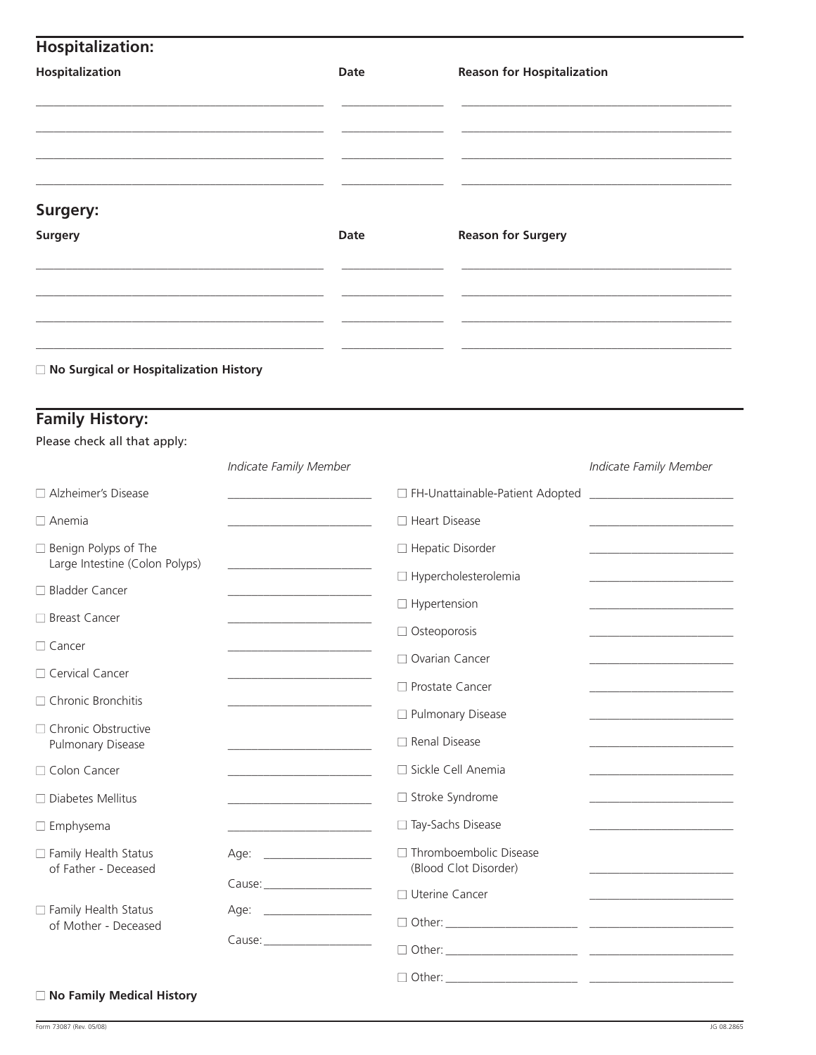## Hospitalization:

| Hospitalization | Date | Reason for Hospitalization |
|---|---|---|
| | | |
| | | |
| | | |
| | | |

## Surgery:

| Surgery | Date | Reason for Surgery |
|---|---|---|
| | | |
| | | |
| | | |
| | | |

☐ **No Surgical or Hospitalization History**

## Family History:

Please check all that apply:

| | *Indicate Family Member* | | *Indicate Family Member* |
|---|---|---|---|
| ☐ Alzheimer's Disease | | ☐ FH-Unattainable-Patient Adopted | |
| ☐ Anemia | | ☐ Heart Disease | |
| ☐ Benign Polyps of The Large Intestine (Colon Polyps) | | ☐ Hepatic Disorder | |
| ☐ Bladder Cancer | | ☐ Hypercholesterolemia | |
| ☐ Breast Cancer | | ☐ Hypertension | |
| ☐ Cancer | | ☐ Osteoporosis | |
| ☐ Cervical Cancer | | ☐ Ovarian Cancer | |
| ☐ Chronic Bronchitis | | ☐ Prostate Cancer | |
| ☐ Chronic Obstructive Pulmonary Disease | | ☐ Pulmonary Disease | |
| ☐ Colon Cancer | | ☐ Renal Disease | |
| ☐ Diabetes Mellitus | | ☐ Sickle Cell Anemia | |
| ☐ Emphysema | | ☐ Stroke Syndrome | |
| ☐ Family Health Status of Father - Deceased | Age: ______ Cause: ______ | ☐ Tay-Sachs Disease | |
| ☐ Family Health Status of Mother - Deceased | Age: ______ Cause: ______ | ☐ Thromboembolic Disease (Blood Clot Disorder) | |
| | | ☐ Uterine Cancer | |
| | | ☐ Other: ______ | |
| | | ☐ Other: ______ | |
| | | ☐ Other: ______ | |

☐ **No Family Medical History**

Form 73087 (Rev. 05/08) JG 08.2865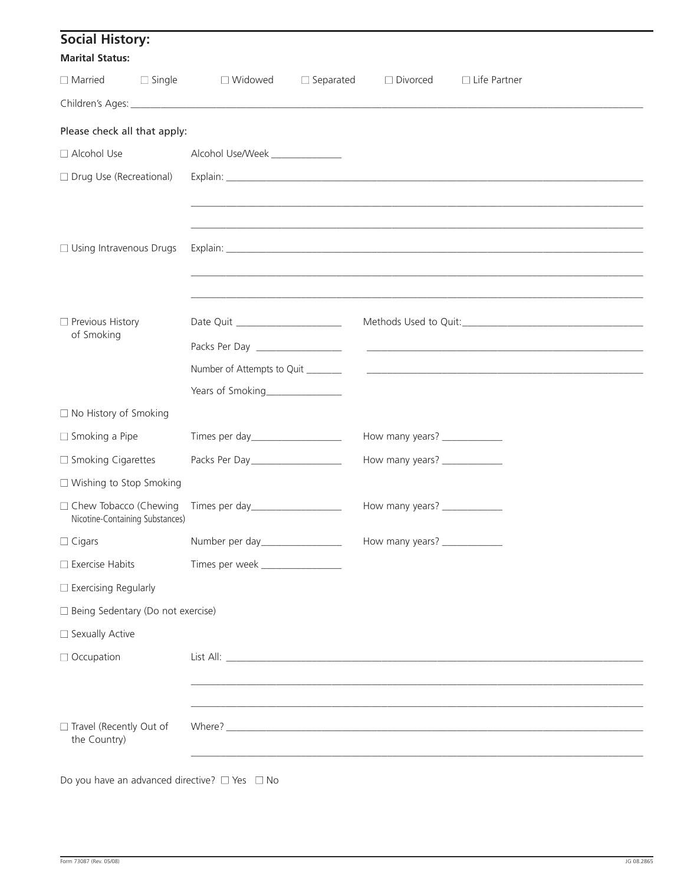## Social History:

**Marital Status:**

☐ Married ☐ Single ☐ Widowed ☐ Separated ☐ Divorced ☐ Life Partner

Children's Ages: ____________________________________________

Please check all that apply:

☐ Alcohol Use — Alcohol Use/Week ______________

☐ Drug Use (Recreational) — Explain: ____________________________________________

____________________________________________

____________________________________________

☐ Using Intravenous Drugs — Explain: ____________________________________________

____________________________________________

____________________________________________

☐ Previous History of Smoking
- Date Quit ____________________
- Packs Per Day ________________
- Number of Attempts to Quit _______
- Years of Smoking______________
- Methods Used to Quit: ________________________________

____________________________________________

____________________________________________

☐ No History of Smoking

☐ Smoking a Pipe — Times per day_________________ How many years? ___________

☐ Smoking Cigarettes — Packs Per Day_________________ How many years? ___________

☐ Wishing to Stop Smoking

☐ Chew Tobacco (Chewing Nicotine-Containing Substances) — Times per day_________________ How many years? ___________

☐ Cigars — Number per day_______________ How many years? ___________

☐ Exercise Habits — Times per week _______________

☐ Exercising Regularly

☐ Being Sedentary (Do not exercise)

☐ Sexually Active

☐ Occupation — List All: ____________________________________________

____________________________________________

____________________________________________

☐ Travel (Recently Out of the Country) — Where? ____________________________________________

____________________________________________

Do you have an advanced directive? ☐ Yes ☐ No

Form 73087 (Rev. 05/08) JG 08.2865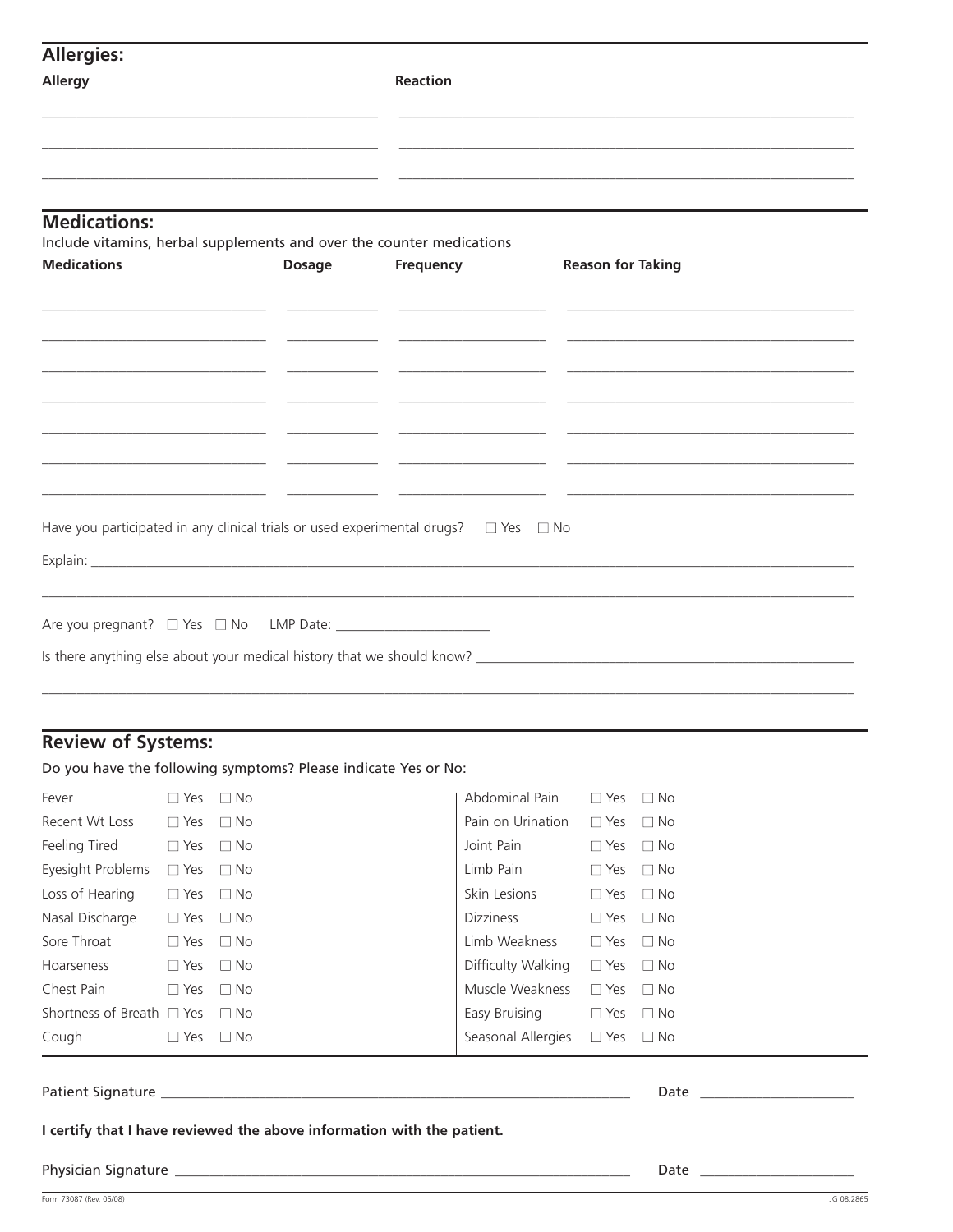## Allergies:

| Allergy | Reaction |
|---|---|
| | |
| | |
| | |

## Medications:

Include vitamins, herbal supplements and over the counter medications

| Medications | Dosage | Frequency | Reason for Taking |
|---|---|---|---|
| | | | |
| | | | |
| | | | |
| | | | |
| | | | |
| | | | |
| | | | |

Have you participated in any clinical trials or used experimental drugs? ☐ Yes ☐ No

Explain: ____________________________________________________________

____________________________________________________________

Are you pregnant? ☐ Yes ☐ No LMP Date: ____________________

Is there anything else about your medical history that we should know? ____________________

____________________________________________________________

## Review of Systems:

Do you have the following symptoms? Please indicate Yes or No:

| | | | | | |
|---|---|---|---|---|---|
| Fever | ☐ Yes | ☐ No | Abdominal Pain | ☐ Yes | ☐ No |
| Recent Wt Loss | ☐ Yes | ☐ No | Pain on Urination | ☐ Yes | ☐ No |
| Feeling Tired | ☐ Yes | ☐ No | Joint Pain | ☐ Yes | ☐ No |
| Eyesight Problems | ☐ Yes | ☐ No | Limb Pain | ☐ Yes | ☐ No |
| Loss of Hearing | ☐ Yes | ☐ No | Skin Lesions | ☐ Yes | ☐ No |
| Nasal Discharge | ☐ Yes | ☐ No | Dizziness | ☐ Yes | ☐ No |
| Sore Throat | ☐ Yes | ☐ No | Limb Weakness | ☐ Yes | ☐ No |
| Hoarseness | ☐ Yes | ☐ No | Difficulty Walking | ☐ Yes | ☐ No |
| Chest Pain | ☐ Yes | ☐ No | Muscle Weakness | ☐ Yes | ☐ No |
| Shortness of Breath | ☐ Yes | ☐ No | Easy Bruising | ☐ Yes | ☐ No |
| Cough | ☐ Yes | ☐ No | Seasonal Allergies | ☐ Yes | ☐ No |

Patient Signature ____________________________________________ Date ____________________

**I certify that I have reviewed the above information with the patient.**

Physician Signature ____________________________________________ Date ____________________

Form 73087 (Rev. 05/08) JG 08.2865